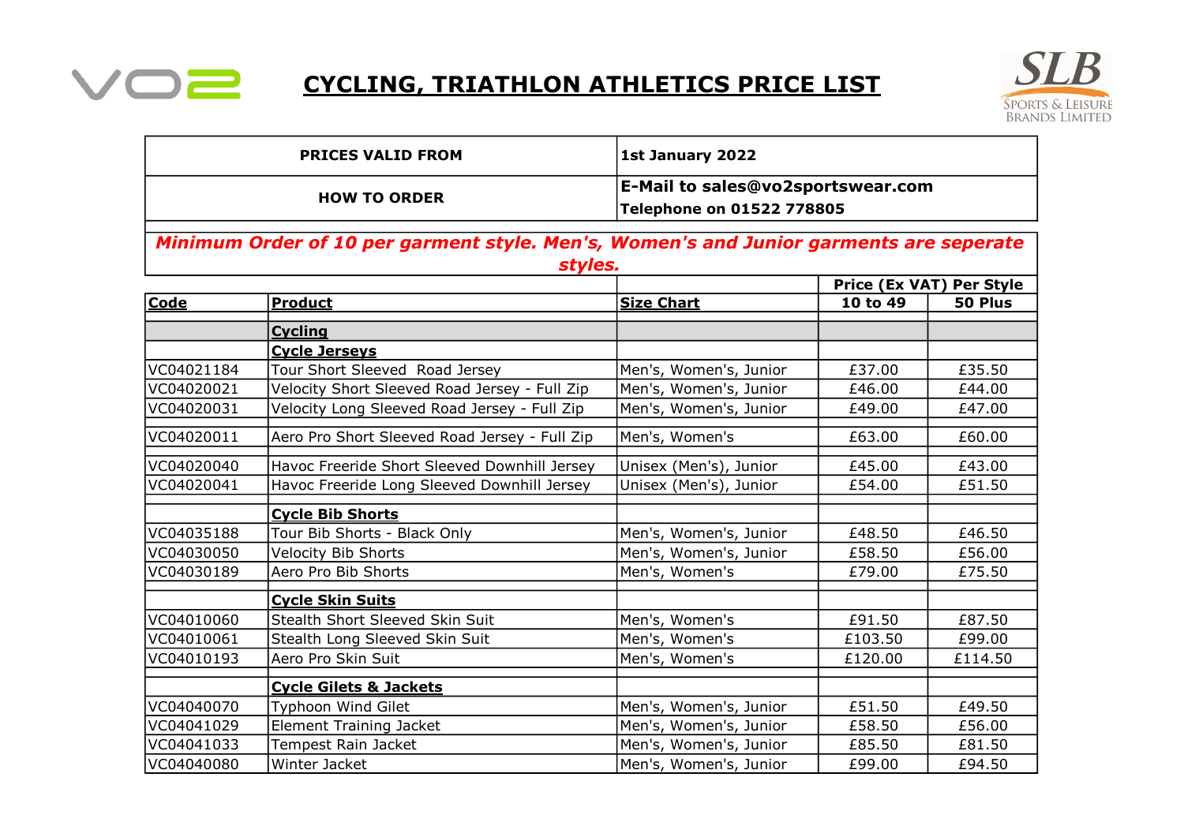# CYCLING, TRIATHLON ATHLETICS PRICE LIST

| | |
|---|---|
| **PRICES VALID FROM** | **1st January 2022** |
| **HOW TO ORDER** | **E-Mail to sales@vo2sportswear.com**<br>**Telephone on 01522 778805** |

***Minimum Order of 10 per garment style. Men's, Women's and Junior garments are seperate styles.***

| Code | Product | Size Chart | Price (Ex VAT) Per Style 10 to 49 | 50 Plus |
|---|---|---|---|---|
| | **Cycling** | | | |
| | **Cycle Jerseys** | | | |
| VC04021184 | Tour Short Sleeved Road Jersey | Men's, Women's, Junior | £37.00 | £35.50 |
| VC04020021 | Velocity Short Sleeved Road Jersey - Full Zip | Men's, Women's, Junior | £46.00 | £44.00 |
| VC04020031 | Velocity Long Sleeved Road Jersey - Full Zip | Men's, Women's, Junior | £49.00 | £47.00 |
| VC04020011 | Aero Pro Short Sleeved Road Jersey - Full Zip | Men's, Women's | £63.00 | £60.00 |
| VC04020040 | Havoc Freeride Short Sleeved Downhill Jersey | Unisex (Men's), Junior | £45.00 | £43.00 |
| VC04020041 | Havoc Freeride Long Sleeved Downhill Jersey | Unisex (Men's), Junior | £54.00 | £51.50 |
| | **Cycle Bib Shorts** | | | |
| VC04035188 | Tour Bib Shorts - Black Only | Men's, Women's, Junior | £48.50 | £46.50 |
| VC04030050 | Velocity Bib Shorts | Men's, Women's, Junior | £58.50 | £56.00 |
| VC04030189 | Aero Pro Bib Shorts | Men's, Women's | £79.00 | £75.50 |
| | **Cycle Skin Suits** | | | |
| VC04010060 | Stealth Short Sleeved Skin Suit | Men's, Women's | £91.50 | £87.50 |
| VC04010061 | Stealth Long Sleeved Skin Suit | Men's, Women's | £103.50 | £99.00 |
| VC04010193 | Aero Pro Skin Suit | Men's, Women's | £120.00 | £114.50 |
| | **Cycle Gilets & Jackets** | | | |
| VC04040070 | Typhoon Wind Gilet | Men's, Women's, Junior | £51.50 | £49.50 |
| VC04041029 | Element Training Jacket | Men's, Women's, Junior | £58.50 | £56.00 |
| VC04041033 | Tempest Rain Jacket | Men's, Women's, Junior | £85.50 | £81.50 |
| VC04040080 | Winter Jacket | Men's, Women's, Junior | £99.00 | £94.50 |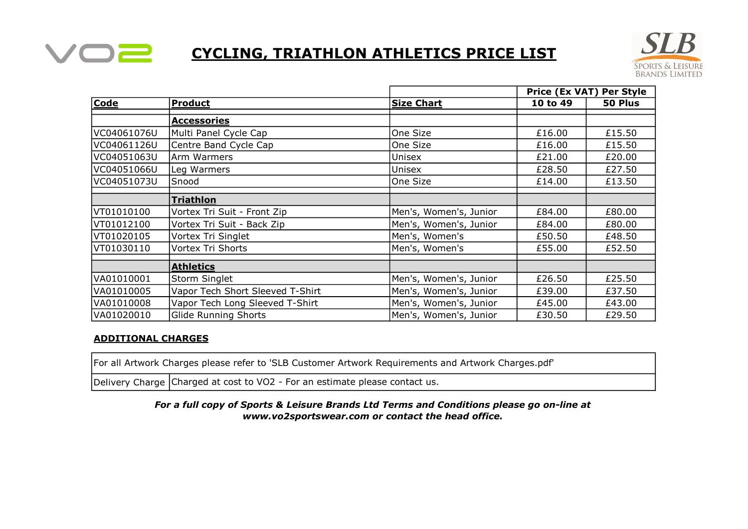# CYCLING, TRIATHLON ATHLETICS PRICE LIST

| Code | Product | Size Chart | Price (Ex VAT) Per Style 10 to 49 | Price (Ex VAT) Per Style 50 Plus |
|---|---|---|---|---|
| | **Accessories** | | | |
| VC04061076U | Multi Panel Cycle Cap | One Size | £16.00 | £15.50 |
| VC04061126U | Centre Band Cycle Cap | One Size | £16.00 | £15.50 |
| VC04051063U | Arm Warmers | Unisex | £21.00 | £20.00 |
| VC04051066U | Leg Warmers | Unisex | £28.50 | £27.50 |
| VC04051073U | Snood | One Size | £14.00 | £13.50 |
| | **Triathlon** | | | |
| VT01010100 | Vortex Tri Suit - Front Zip | Men's, Women's, Junior | £84.00 | £80.00 |
| VT01012100 | Vortex Tri Suit - Back Zip | Men's, Women's, Junior | £84.00 | £80.00 |
| VT01020105 | Vortex Tri Singlet | Men's, Women's | £50.50 | £48.50 |
| VT01030110 | Vortex Tri Shorts | Men's, Women's | £55.00 | £52.50 |
| | **Athletics** | | | |
| VA01010001 | Storm Singlet | Men's, Women's, Junior | £26.50 | £25.50 |
| VA01010005 | Vapor Tech Short Sleeved T-Shirt | Men's, Women's, Junior | £39.00 | £37.50 |
| VA01010008 | Vapor Tech Long Sleeved T-Shirt | Men's, Women's, Junior | £45.00 | £43.00 |
| VA01020010 | Glide Running Shorts | Men's, Women's, Junior | £30.50 | £29.50 |

## ADDITIONAL CHARGES

| | |
|---|---|
| For all Artwork Charges please refer to 'SLB Customer Artwork Requirements and Artwork Charges.pdf' | |
| Delivery Charge | Charged at cost to VO2 - For an estimate please contact us. |

***For a full copy of Sports & Leisure Brands Ltd Terms and Conditions please go on-line at www.vo2sportswear.com or contact the head office.***